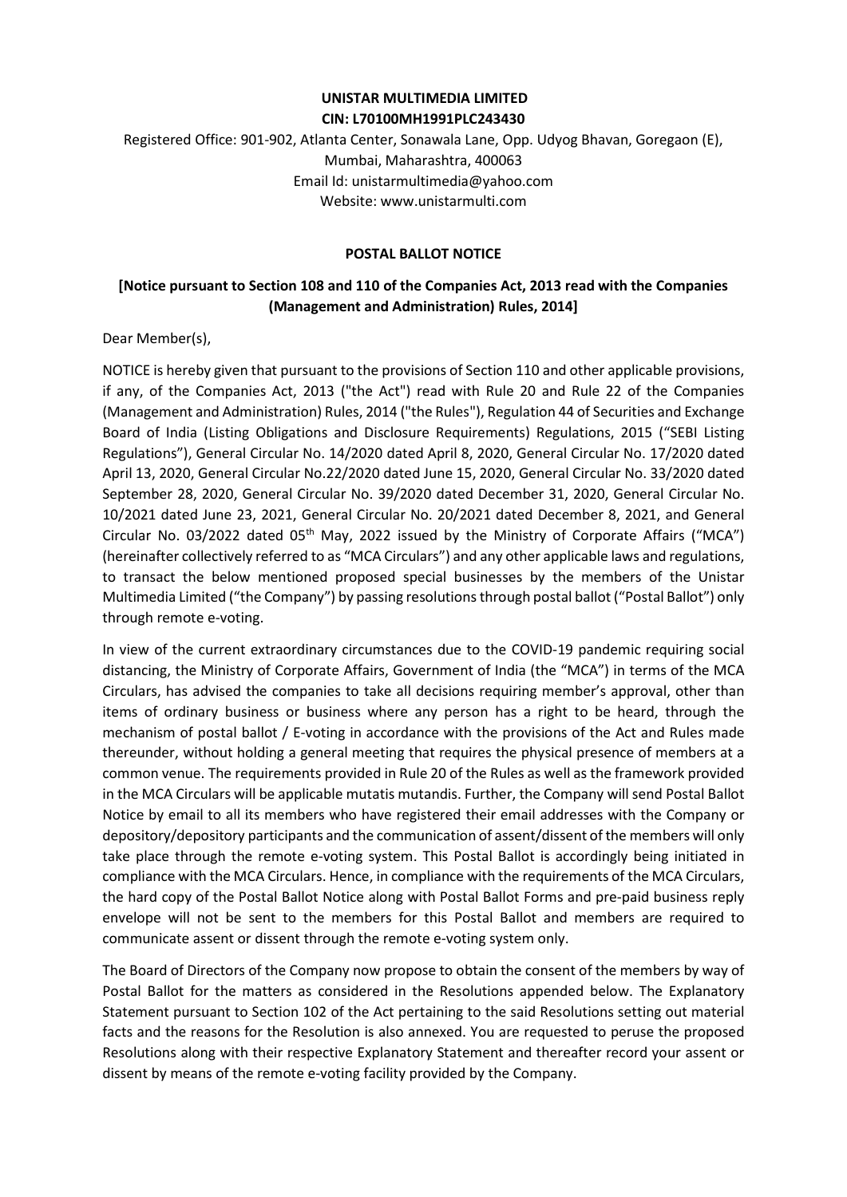**UNISTAR MULTIMEDIA LIMITED**
**CIN: L70100MH1991PLC243430**

Registered Office: 901-902, Atlanta Center, Sonawala Lane, Opp. Udyog Bhavan, Goregaon (E), Mumbai, Maharashtra, 400063
Email Id: unistarmultimedia@yahoo.com
Website: www.unistarmulti.com

# POSTAL BALLOT NOTICE

**[Notice pursuant to Section 108 and 110 of the Companies Act, 2013 read with the Companies (Management and Administration) Rules, 2014]**

Dear Member(s),

NOTICE is hereby given that pursuant to the provisions of Section 110 and other applicable provisions, if any, of the Companies Act, 2013 ("the Act") read with Rule 20 and Rule 22 of the Companies (Management and Administration) Rules, 2014 ("the Rules"), Regulation 44 of Securities and Exchange Board of India (Listing Obligations and Disclosure Requirements) Regulations, 2015 ("SEBI Listing Regulations"), General Circular No. 14/2020 dated April 8, 2020, General Circular No. 17/2020 dated April 13, 2020, General Circular No.22/2020 dated June 15, 2020, General Circular No. 33/2020 dated September 28, 2020, General Circular No. 39/2020 dated December 31, 2020, General Circular No. 10/2021 dated June 23, 2021, General Circular No. 20/2021 dated December 8, 2021, and General Circular No. 03/2022 dated 05th May, 2022 issued by the Ministry of Corporate Affairs ("MCA") (hereinafter collectively referred to as "MCA Circulars") and any other applicable laws and regulations, to transact the below mentioned proposed special businesses by the members of the Unistar Multimedia Limited ("the Company") by passing resolutions through postal ballot ("Postal Ballot") only through remote e-voting.

In view of the current extraordinary circumstances due to the COVID-19 pandemic requiring social distancing, the Ministry of Corporate Affairs, Government of India (the "MCA") in terms of the MCA Circulars, has advised the companies to take all decisions requiring member's approval, other than items of ordinary business or business where any person has a right to be heard, through the mechanism of postal ballot / E-voting in accordance with the provisions of the Act and Rules made thereunder, without holding a general meeting that requires the physical presence of members at a common venue. The requirements provided in Rule 20 of the Rules as well as the framework provided in the MCA Circulars will be applicable mutatis mutandis. Further, the Company will send Postal Ballot Notice by email to all its members who have registered their email addresses with the Company or depository/depository participants and the communication of assent/dissent of the members will only take place through the remote e-voting system. This Postal Ballot is accordingly being initiated in compliance with the MCA Circulars. Hence, in compliance with the requirements of the MCA Circulars, the hard copy of the Postal Ballot Notice along with Postal Ballot Forms and pre-paid business reply envelope will not be sent to the members for this Postal Ballot and members are required to communicate assent or dissent through the remote e-voting system only.

The Board of Directors of the Company now propose to obtain the consent of the members by way of Postal Ballot for the matters as considered in the Resolutions appended below. The Explanatory Statement pursuant to Section 102 of the Act pertaining to the said Resolutions setting out material facts and the reasons for the Resolution is also annexed. You are requested to peruse the proposed Resolutions along with their respective Explanatory Statement and thereafter record your assent or dissent by means of the remote e-voting facility provided by the Company.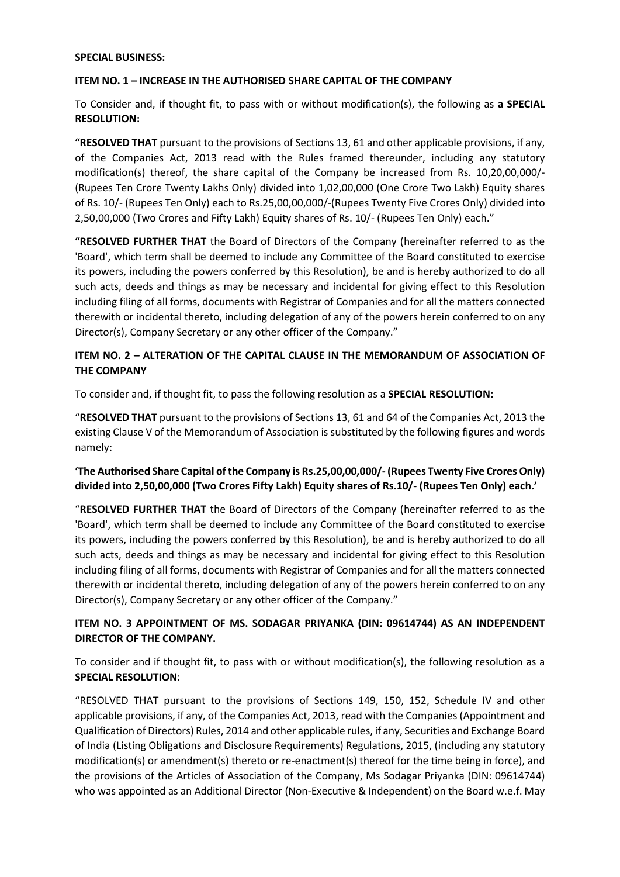**SPECIAL BUSINESS:**

**ITEM NO. 1 – INCREASE IN THE AUTHORISED SHARE CAPITAL OF THE COMPANY**

To Consider and, if thought fit, to pass with or without modification(s), the following as **a SPECIAL RESOLUTION:**

**"RESOLVED THAT** pursuant to the provisions of Sections 13, 61 and other applicable provisions, if any, of the Companies Act, 2013 read with the Rules framed thereunder, including any statutory modification(s) thereof, the share capital of the Company be increased from Rs. 10,20,00,000/- (Rupees Ten Crore Twenty Lakhs Only) divided into 1,02,00,000 (One Crore Two Lakh) Equity shares of Rs. 10/- (Rupees Ten Only) each to Rs.25,00,00,000/-(Rupees Twenty Five Crores Only) divided into 2,50,00,000 (Two Crores and Fifty Lakh) Equity shares of Rs. 10/- (Rupees Ten Only) each."

**"RESOLVED FURTHER THAT** the Board of Directors of the Company (hereinafter referred to as the 'Board', which term shall be deemed to include any Committee of the Board constituted to exercise its powers, including the powers conferred by this Resolution), be and is hereby authorized to do all such acts, deeds and things as may be necessary and incidental for giving effect to this Resolution including filing of all forms, documents with Registrar of Companies and for all the matters connected therewith or incidental thereto, including delegation of any of the powers herein conferred to on any Director(s), Company Secretary or any other officer of the Company."

**ITEM NO. 2 – ALTERATION OF THE CAPITAL CLAUSE IN THE MEMORANDUM OF ASSOCIATION OF THE COMPANY**

To consider and, if thought fit, to pass the following resolution as a **SPECIAL RESOLUTION:**

"**RESOLVED THAT** pursuant to the provisions of Sections 13, 61 and 64 of the Companies Act, 2013 the existing Clause V of the Memorandum of Association is substituted by the following figures and words namely:

**'The Authorised Share Capital of the Company is Rs.25,00,00,000/- (Rupees Twenty Five Crores Only) divided into 2,50,00,000 (Two Crores Fifty Lakh) Equity shares of Rs.10/- (Rupees Ten Only) each.'**

"**RESOLVED FURTHER THAT** the Board of Directors of the Company (hereinafter referred to as the 'Board', which term shall be deemed to include any Committee of the Board constituted to exercise its powers, including the powers conferred by this Resolution), be and is hereby authorized to do all such acts, deeds and things as may be necessary and incidental for giving effect to this Resolution including filing of all forms, documents with Registrar of Companies and for all the matters connected therewith or incidental thereto, including delegation of any of the powers herein conferred to on any Director(s), Company Secretary or any other officer of the Company."

**ITEM NO. 3 APPOINTMENT OF MS. SODAGAR PRIYANKA (DIN: 09614744) AS AN INDEPENDENT DIRECTOR OF THE COMPANY.**

To consider and if thought fit, to pass with or without modification(s), the following resolution as a **SPECIAL RESOLUTION**:

"RESOLVED THAT pursuant to the provisions of Sections 149, 150, 152, Schedule IV and other applicable provisions, if any, of the Companies Act, 2013, read with the Companies (Appointment and Qualification of Directors) Rules, 2014 and other applicable rules, if any, Securities and Exchange Board of India (Listing Obligations and Disclosure Requirements) Regulations, 2015, (including any statutory modification(s) or amendment(s) thereto or re-enactment(s) thereof for the time being in force), and the provisions of the Articles of Association of the Company, Ms Sodagar Priyanka (DIN: 09614744) who was appointed as an Additional Director (Non-Executive & Independent) on the Board w.e.f. May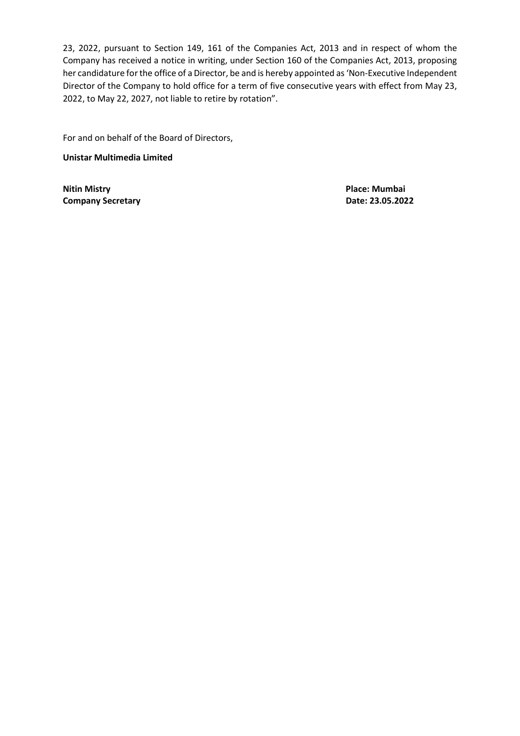23, 2022, pursuant to Section 149, 161 of the Companies Act, 2013 and in respect of whom the Company has received a notice in writing, under Section 160 of the Companies Act, 2013, proposing her candidature for the office of a Director, be and is hereby appointed as 'Non-Executive Independent Director of the Company to hold office for a term of five consecutive years with effect from May 23, 2022, to May 22, 2027, not liable to retire by rotation".

For and on behalf of the Board of Directors,

**Unistar Multimedia Limited**

**Nitin Mistry**
**Company Secretary**

**Place: Mumbai**
**Date: 23.05.2022**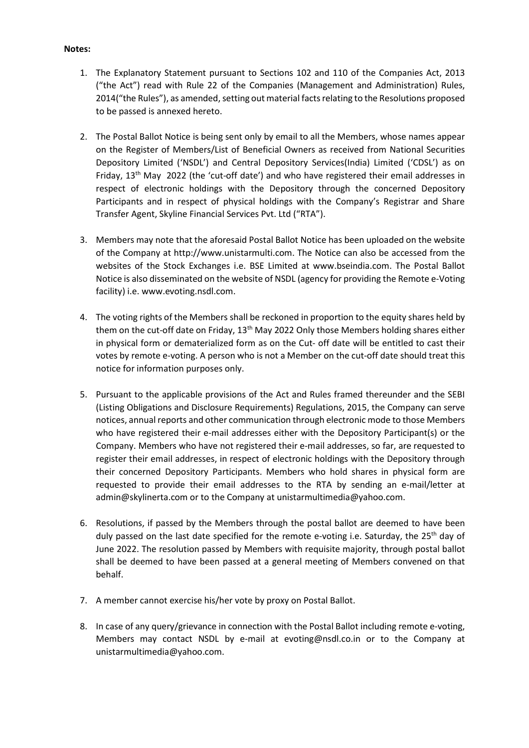**Notes:**

1. The Explanatory Statement pursuant to Sections 102 and 110 of the Companies Act, 2013 ("the Act") read with Rule 22 of the Companies (Management and Administration) Rules, 2014("the Rules"), as amended, setting out material facts relating to the Resolutions proposed to be passed is annexed hereto.

2. The Postal Ballot Notice is being sent only by email to all the Members, whose names appear on the Register of Members/List of Beneficial Owners as received from National Securities Depository Limited ('NSDL') and Central Depository Services(India) Limited ('CDSL') as on Friday, 13th May 2022 (the 'cut-off date') and who have registered their email addresses in respect of electronic holdings with the Depository through the concerned Depository Participants and in respect of physical holdings with the Company's Registrar and Share Transfer Agent, Skyline Financial Services Pvt. Ltd ("RTA").

3. Members may note that the aforesaid Postal Ballot Notice has been uploaded on the website of the Company at http://www.unistarmulti.com. The Notice can also be accessed from the websites of the Stock Exchanges i.e. BSE Limited at www.bseindia.com. The Postal Ballot Notice is also disseminated on the website of NSDL (agency for providing the Remote e-Voting facility) i.e. www.evoting.nsdl.com.

4. The voting rights of the Members shall be reckoned in proportion to the equity shares held by them on the cut-off date on Friday, 13th May 2022 Only those Members holding shares either in physical form or dematerialized form as on the Cut- off date will be entitled to cast their votes by remote e-voting. A person who is not a Member on the cut-off date should treat this notice for information purposes only.

5. Pursuant to the applicable provisions of the Act and Rules framed thereunder and the SEBI (Listing Obligations and Disclosure Requirements) Regulations, 2015, the Company can serve notices, annual reports and other communication through electronic mode to those Members who have registered their e-mail addresses either with the Depository Participant(s) or the Company. Members who have not registered their e-mail addresses, so far, are requested to register their email addresses, in respect of electronic holdings with the Depository through their concerned Depository Participants. Members who hold shares in physical form are requested to provide their email addresses to the RTA by sending an e-mail/letter at admin@skylinerta.com or to the Company at unistarmultimedia@yahoo.com.

6. Resolutions, if passed by the Members through the postal ballot are deemed to have been duly passed on the last date specified for the remote e-voting i.e. Saturday, the 25th day of June 2022. The resolution passed by Members with requisite majority, through postal ballot shall be deemed to have been passed at a general meeting of Members convened on that behalf.

7. A member cannot exercise his/her vote by proxy on Postal Ballot.

8. In case of any query/grievance in connection with the Postal Ballot including remote e-voting, Members may contact NSDL by e-mail at evoting@nsdl.co.in or to the Company at unistarmultimedia@yahoo.com.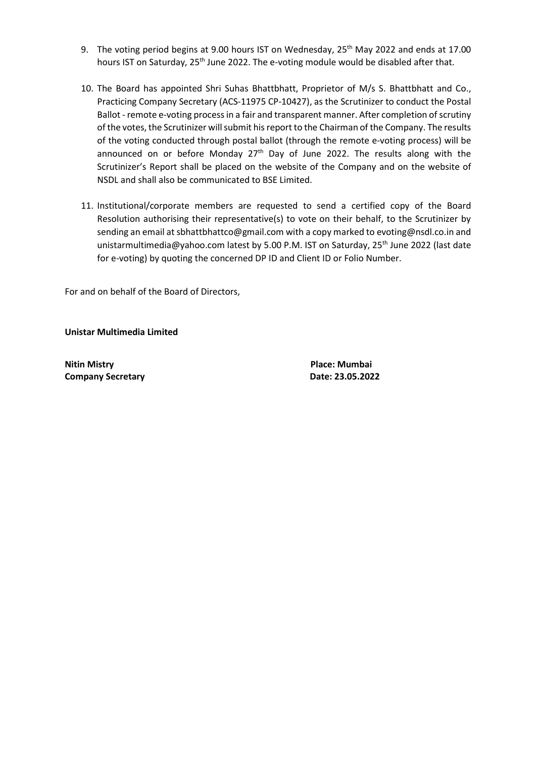9. The voting period begins at 9.00 hours IST on Wednesday, 25th May 2022 and ends at 17.00 hours IST on Saturday, 25th June 2022. The e-voting module would be disabled after that.

10. The Board has appointed Shri Suhas Bhattbhatt, Proprietor of M/s S. Bhattbhatt and Co., Practicing Company Secretary (ACS-11975 CP-10427), as the Scrutinizer to conduct the Postal Ballot - remote e-voting process in a fair and transparent manner. After completion of scrutiny of the votes, the Scrutinizer will submit his report to the Chairman of the Company. The results of the voting conducted through postal ballot (through the remote e-voting process) will be announced on or before Monday 27th Day of June 2022. The results along with the Scrutinizer's Report shall be placed on the website of the Company and on the website of NSDL and shall also be communicated to BSE Limited.

11. Institutional/corporate members are requested to send a certified copy of the Board Resolution authorising their representative(s) to vote on their behalf, to the Scrutinizer by sending an email at sbhattbhattco@gmail.com with a copy marked to evoting@nsdl.co.in and unistarmultimedia@yahoo.com latest by 5.00 P.M. IST on Saturday, 25th June 2022 (last date for e-voting) by quoting the concerned DP ID and Client ID or Folio Number.

For and on behalf of the Board of Directors,

**Unistar Multimedia Limited**

**Nitin Mistry**
**Company Secretary**

**Place: Mumbai**
**Date: 23.05.2022**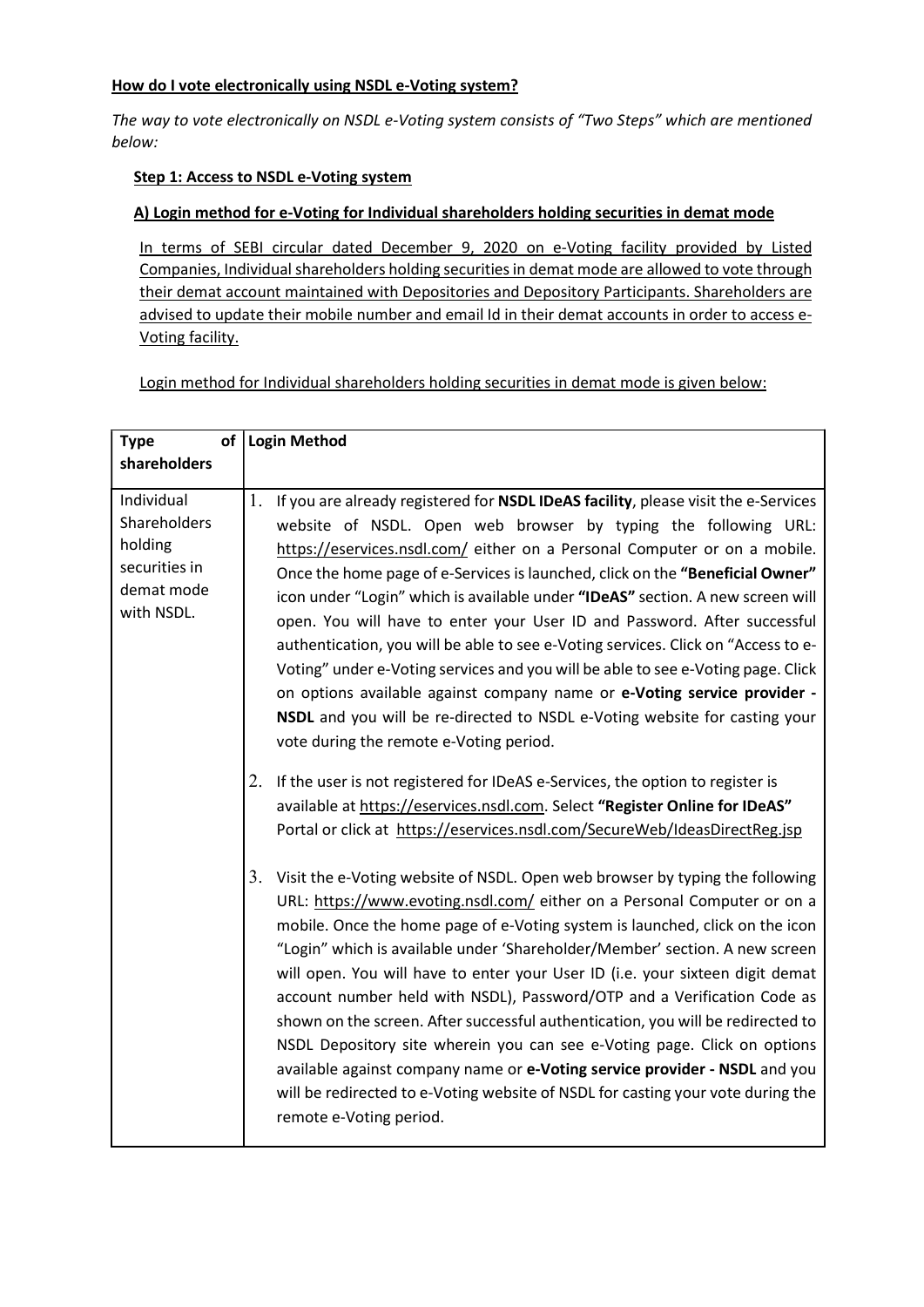**How do I vote electronically using NSDL e-Voting system?**

*The way to vote electronically on NSDL e-Voting system consists of "Two Steps" which are mentioned below:*

**Step 1: Access to NSDL e-Voting system**

**A) Login method for e-Voting for Individual shareholders holding securities in demat mode**

In terms of SEBI circular dated December 9, 2020 on e-Voting facility provided by Listed Companies, Individual shareholders holding securities in demat mode are allowed to vote through their demat account maintained with Depositories and Depository Participants. Shareholders are advised to update their mobile number and email Id in their demat accounts in order to access e-Voting facility.

Login method for Individual shareholders holding securities in demat mode is given below:

| **Type of shareholders** | **Login Method** |
|---|---|
| Individual Shareholders holding securities in demat mode with NSDL. | 1. If you are already registered for **NSDL IDeAS facility**, please visit the e-Services website of NSDL. Open web browser by typing the following URL: https://eservices.nsdl.com/ either on a Personal Computer or on a mobile. Once the home page of e-Services is launched, click on the **"Beneficial Owner"** icon under "Login" which is available under **"IDeAS"** section. A new screen will open. You will have to enter your User ID and Password. After successful authentication, you will be able to see e-Voting services. Click on "Access to e-Voting" under e-Voting services and you will be able to see e-Voting page. Click on options available against company name or **e-Voting service provider - NSDL** and you will be re-directed to NSDL e-Voting website for casting your vote during the remote e-Voting period.<br><br>2. If the user is not registered for IDeAS e-Services, the option to register is available at https://eservices.nsdl.com. Select **"Register Online for IDeAS"** Portal or click at https://eservices.nsdl.com/SecureWeb/IdeasDirectReg.jsp<br><br>3. Visit the e-Voting website of NSDL. Open web browser by typing the following URL: https://www.evoting.nsdl.com/ either on a Personal Computer or on a mobile. Once the home page of e-Voting system is launched, click on the icon "Login" which is available under 'Shareholder/Member' section. A new screen will open. You will have to enter your User ID (i.e. your sixteen digit demat account number held with NSDL), Password/OTP and a Verification Code as shown on the screen. After successful authentication, you will be redirected to NSDL Depository site wherein you can see e-Voting page. Click on options available against company name or **e-Voting service provider - NSDL** and you will be redirected to e-Voting website of NSDL for casting your vote during the remote e-Voting period. |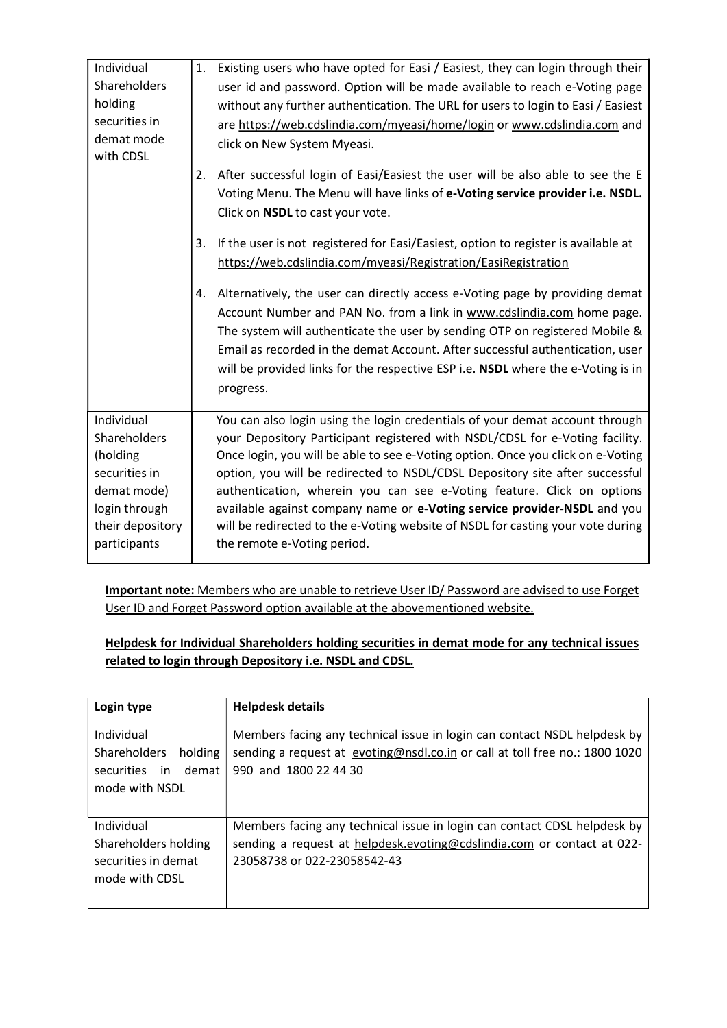| | |
|---|---|
| Individual Shareholders holding securities in demat mode with CDSL | 1. Existing users who have opted for Easi / Easiest, they can login through their user id and password. Option will be made available to reach e-Voting page without any further authentication. The URL for users to login to Easi / Easiest are https://web.cdslindia.com/myeasi/home/login or www.cdslindia.com and click on New System Myeasi.<br><br>2. After successful login of Easi/Easiest the user will be also able to see the E Voting Menu. The Menu will have links of **e-Voting service provider i.e. NSDL.** Click on **NSDL** to cast your vote.<br><br>3. If the user is not registered for Easi/Easiest, option to register is available at https://web.cdslindia.com/myeasi/Registration/EasiRegistration<br><br>4. Alternatively, the user can directly access e-Voting page by providing demat Account Number and PAN No. from a link in www.cdslindia.com home page. The system will authenticate the user by sending OTP on registered Mobile & Email as recorded in the demat Account. After successful authentication, user will be provided links for the respective ESP i.e. **NSDL** where the e-Voting is in progress. |
| Individual Shareholders (holding securities in demat mode) login through their depository participants | You can also login using the login credentials of your demat account through your Depository Participant registered with NSDL/CDSL for e-Voting facility. Once login, you will be able to see e-Voting option. Once you click on e-Voting option, you will be redirected to NSDL/CDSL Depository site after successful authentication, wherein you can see e-Voting feature. Click on options available against company name or **e-Voting service provider-NSDL** and you will be redirected to the e-Voting website of NSDL for casting your vote during the remote e-Voting period. |

**Important note:** Members who are unable to retrieve User ID/ Password are advised to use Forget User ID and Forget Password option available at the abovementioned website.

**Helpdesk for Individual Shareholders holding securities in demat mode for any technical issues related to login through Depository i.e. NSDL and CDSL.**

| Login type | Helpdesk details |
|---|---|
| Individual Shareholders holding securities in demat mode with NSDL | Members facing any technical issue in login can contact NSDL helpdesk by sending a request at evoting@nsdl.co.in or call at toll free no.: 1800 1020 990 and 1800 22 44 30 |
| Individual Shareholders holding securities in demat mode with CDSL | Members facing any technical issue in login can contact CDSL helpdesk by sending a request at helpdesk.evoting@cdslindia.com or contact at 022-23058738 or 022-23058542-43 |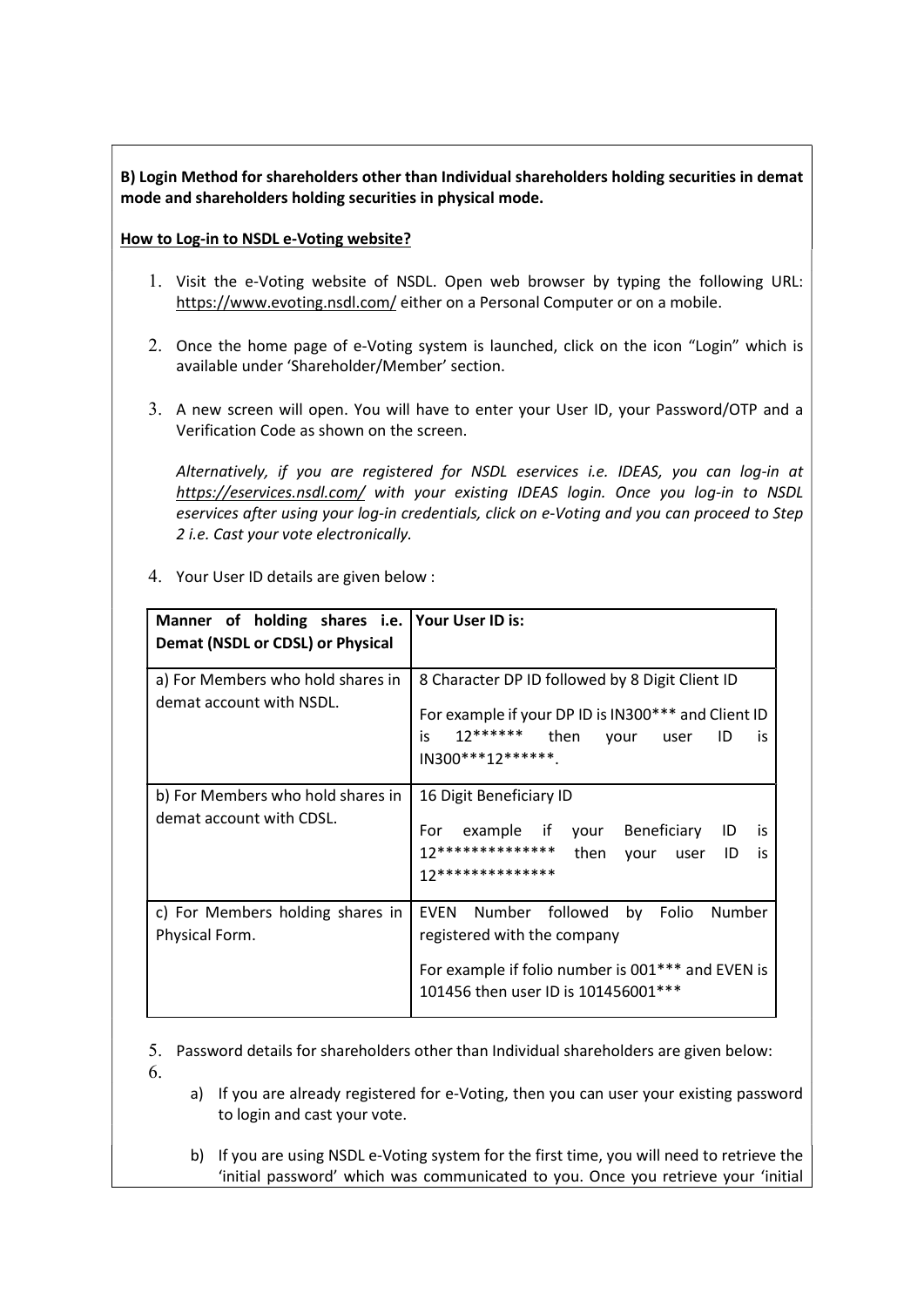**B) Login Method for shareholders other than Individual shareholders holding securities in demat mode and shareholders holding securities in physical mode.**

**How to Log-in to NSDL e-Voting website?**

1. Visit the e-Voting website of NSDL. Open web browser by typing the following URL: https://www.evoting.nsdl.com/ either on a Personal Computer or on a mobile.

2. Once the home page of e-Voting system is launched, click on the icon "Login" which is available under 'Shareholder/Member' section.

3. A new screen will open. You will have to enter your User ID, your Password/OTP and a Verification Code as shown on the screen.

   *Alternatively, if you are registered for NSDL eservices i.e. IDEAS, you can log-in at https://eservices.nsdl.com/ with your existing IDEAS login. Once you log-in to NSDL eservices after using your log-in credentials, click on e-Voting and you can proceed to Step 2 i.e. Cast your vote electronically.*

4. Your User ID details are given below :

| **Manner of holding shares i.e. Demat (NSDL or CDSL) or Physical** | **Your User ID is:** |
|---|---|
| a) For Members who hold shares in demat account with NSDL. | 8 Character DP ID followed by 8 Digit Client ID<br><br>For example if your DP ID is IN300*** and Client ID is 12****** then your user ID is IN300***12******. |
| b) For Members who hold shares in demat account with CDSL. | 16 Digit Beneficiary ID<br><br>For example if your Beneficiary ID is 12************** then your user ID is 12************** |
| c) For Members holding shares in Physical Form. | EVEN Number followed by Folio Number registered with the company<br><br>For example if folio number is 001*** and EVEN is 101456 then user ID is 101456001*** |

5. Password details for shareholders other than Individual shareholders are given below:
6.
   a) If you are already registered for e-Voting, then you can user your existing password to login and cast your vote.

   b) If you are using NSDL e-Voting system for the first time, you will need to retrieve the 'initial password' which was communicated to you. Once you retrieve your 'initial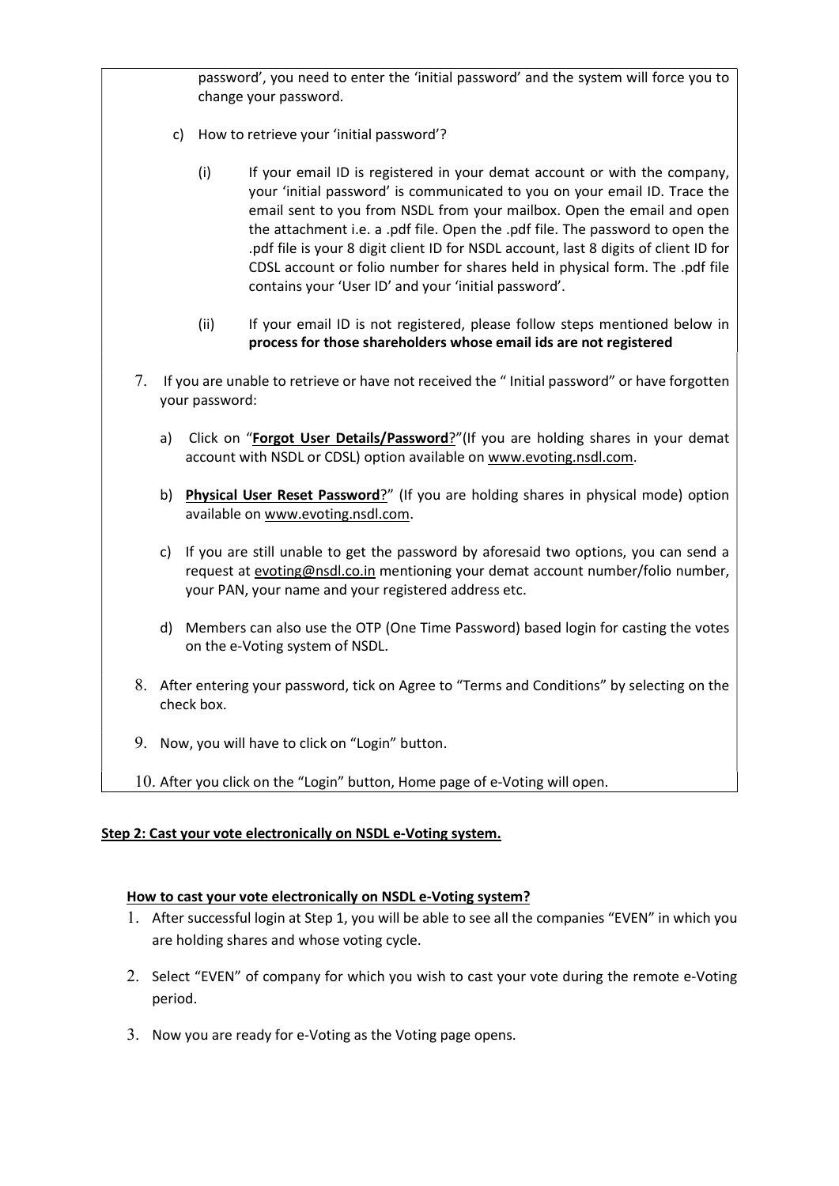password', you need to enter the 'initial password' and the system will force you to change your password.

c) How to retrieve your 'initial password'?

   (i) If your email ID is registered in your demat account or with the company, your 'initial password' is communicated to you on your email ID. Trace the email sent to you from NSDL from your mailbox. Open the email and open the attachment i.e. a .pdf file. Open the .pdf file. The password to open the .pdf file is your 8 digit client ID for NSDL account, last 8 digits of client ID for CDSL account or folio number for shares held in physical form. The .pdf file contains your 'User ID' and your 'initial password'.

   (ii) If your email ID is not registered, please follow steps mentioned below in **process for those shareholders whose email ids are not registered**

7. If you are unable to retrieve or have not received the " Initial password" or have forgotten your password:

   a) Click on "**Forgot User Details/Password**?"(If you are holding shares in your demat account with NSDL or CDSL) option available on www.evoting.nsdl.com.

   b) **Physical User Reset Password**?" (If you are holding shares in physical mode) option available on www.evoting.nsdl.com.

   c) If you are still unable to get the password by aforesaid two options, you can send a request at evoting@nsdl.co.in mentioning your demat account number/folio number, your PAN, your name and your registered address etc.

   d) Members can also use the OTP (One Time Password) based login for casting the votes on the e-Voting system of NSDL.

8. After entering your password, tick on Agree to "Terms and Conditions" by selecting on the check box.

9. Now, you will have to click on "Login" button.

10. After you click on the "Login" button, Home page of e-Voting will open.

**Step 2: Cast your vote electronically on NSDL e-Voting system.**

**How to cast your vote electronically on NSDL e-Voting system?**

1. After successful login at Step 1, you will be able to see all the companies "EVEN" in which you are holding shares and whose voting cycle.

2. Select "EVEN" of company for which you wish to cast your vote during the remote e-Voting period.

3. Now you are ready for e-Voting as the Voting page opens.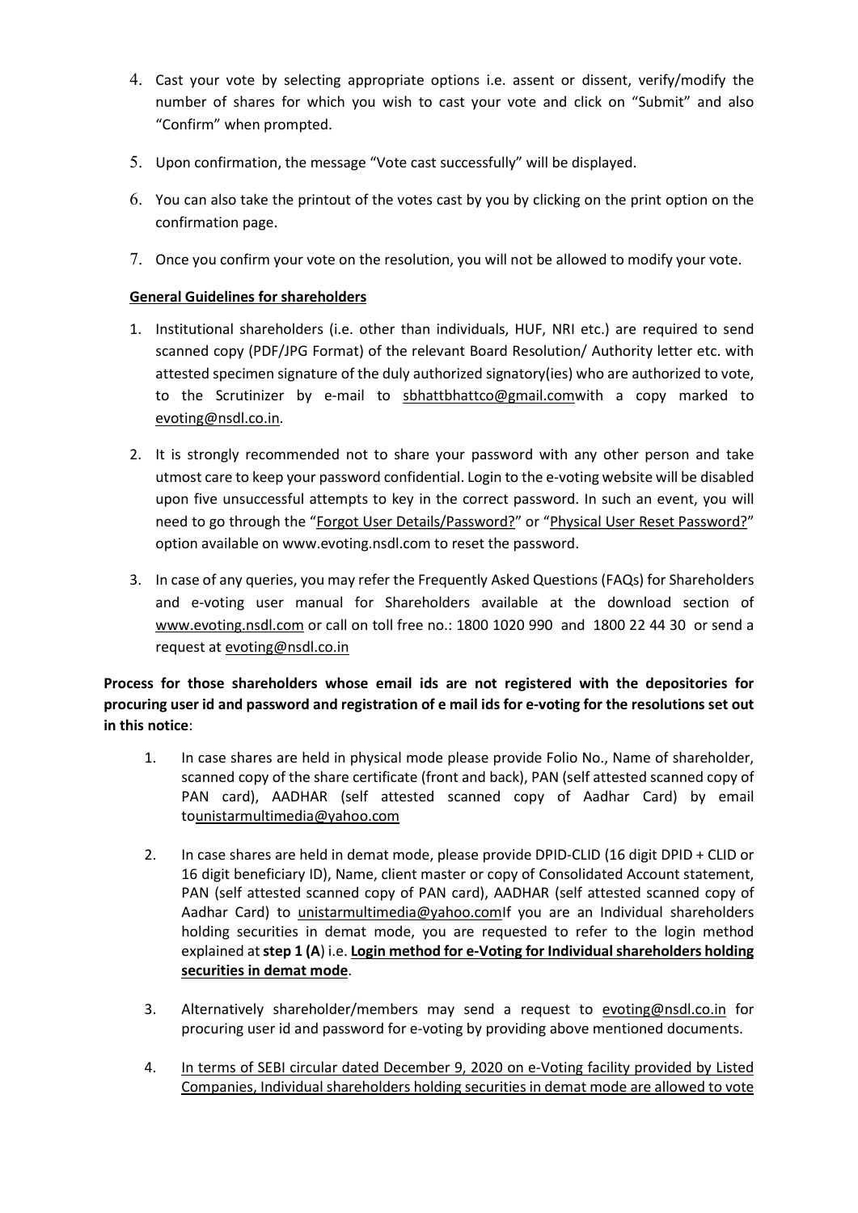4. Cast your vote by selecting appropriate options i.e. assent or dissent, verify/modify the number of shares for which you wish to cast your vote and click on "Submit" and also "Confirm" when prompted.

5. Upon confirmation, the message "Vote cast successfully" will be displayed.

6. You can also take the printout of the votes cast by you by clicking on the print option on the confirmation page.

7. Once you confirm your vote on the resolution, you will not be allowed to modify your vote.

**General Guidelines for shareholders**

1. Institutional shareholders (i.e. other than individuals, HUF, NRI etc.) are required to send scanned copy (PDF/JPG Format) of the relevant Board Resolution/ Authority letter etc. with attested specimen signature of the duly authorized signatory(ies) who are authorized to vote, to the Scrutinizer by e-mail to sbhattbhattco@gmail.comwith a copy marked to evoting@nsdl.co.in.

2. It is strongly recommended not to share your password with any other person and take utmost care to keep your password confidential. Login to the e-voting website will be disabled upon five unsuccessful attempts to key in the correct password. In such an event, you will need to go through the "Forgot User Details/Password?" or "Physical User Reset Password?" option available on www.evoting.nsdl.com to reset the password.

3. In case of any queries, you may refer the Frequently Asked Questions (FAQs) for Shareholders and e-voting user manual for Shareholders available at the download section of www.evoting.nsdl.com or call on toll free no.: 1800 1020 990 and 1800 22 44 30 or send a request at evoting@nsdl.co.in

**Process for those shareholders whose email ids are not registered with the depositories for procuring user id and password and registration of e mail ids for e-voting for the resolutions set out in this notice**:

1. In case shares are held in physical mode please provide Folio No., Name of shareholder, scanned copy of the share certificate (front and back), PAN (self attested scanned copy of PAN card), AADHAR (self attested scanned copy of Aadhar Card) by email tounistarmultimedia@yahoo.com

2. In case shares are held in demat mode, please provide DPID-CLID (16 digit DPID + CLID or 16 digit beneficiary ID), Name, client master or copy of Consolidated Account statement, PAN (self attested scanned copy of PAN card), AADHAR (self attested scanned copy of Aadhar Card) to unistarmultimedia@yahoo.comIf you are an Individual shareholders holding securities in demat mode, you are requested to refer to the login method explained at **step 1 (A**) i.e. **Login method for e-Voting for Individual shareholders holding securities in demat mode**.

3. Alternatively shareholder/members may send a request to evoting@nsdl.co.in for procuring user id and password for e-voting by providing above mentioned documents.

4. In terms of SEBI circular dated December 9, 2020 on e-Voting facility provided by Listed Companies, Individual shareholders holding securities in demat mode are allowed to vote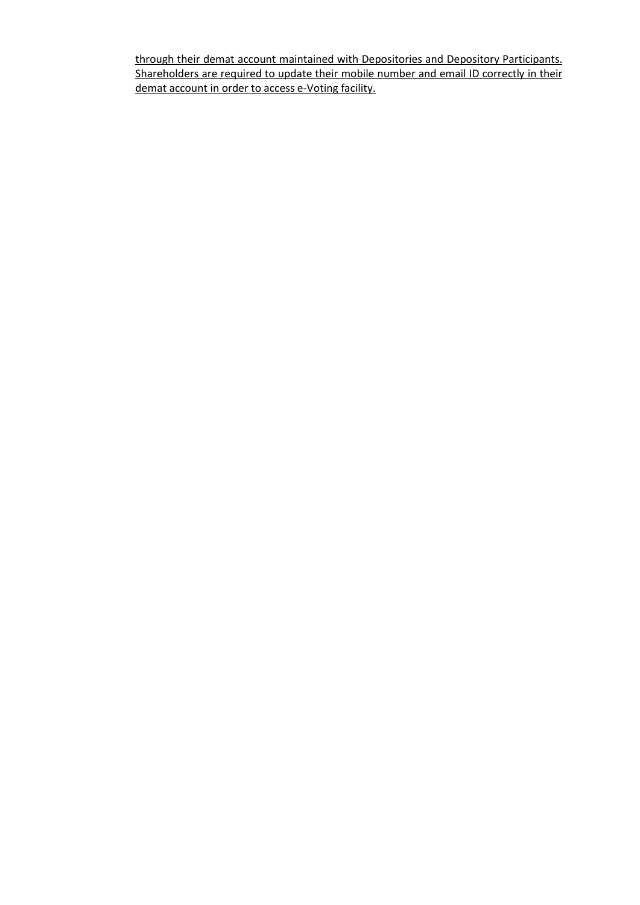through their demat account maintained with Depositories and Depository Participants. Shareholders are required to update their mobile number and email ID correctly in their demat account in order to access e-Voting facility.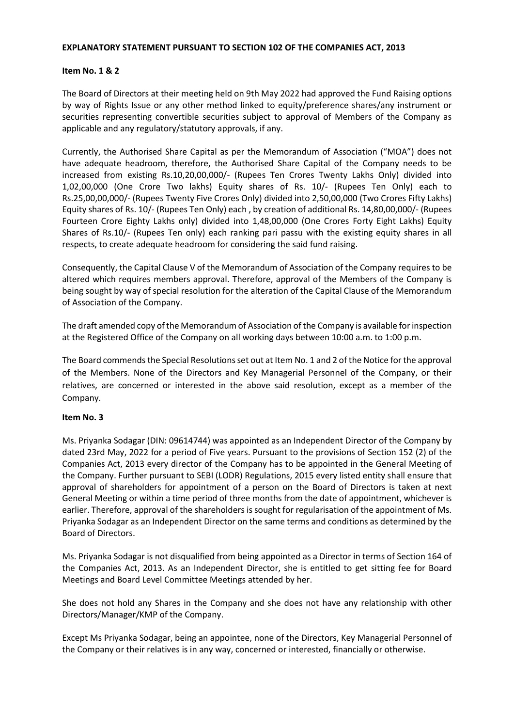**EXPLANATORY STATEMENT PURSUANT TO SECTION 102 OF THE COMPANIES ACT, 2013**

**Item No. 1 & 2**

The Board of Directors at their meeting held on 9th May 2022 had approved the Fund Raising options by way of Rights Issue or any other method linked to equity/preference shares/any instrument or securities representing convertible securities subject to approval of Members of the Company as applicable and any regulatory/statutory approvals, if any.

Currently, the Authorised Share Capital as per the Memorandum of Association ("MOA") does not have adequate headroom, therefore, the Authorised Share Capital of the Company needs to be increased from existing Rs.10,20,00,000/- (Rupees Ten Crores Twenty Lakhs Only) divided into 1,02,00,000 (One Crore Two lakhs) Equity shares of Rs. 10/- (Rupees Ten Only) each to Rs.25,00,00,000/- (Rupees Twenty Five Crores Only) divided into 2,50,00,000 (Two Crores Fifty Lakhs) Equity shares of Rs. 10/- (Rupees Ten Only) each , by creation of additional Rs. 14,80,00,000/- (Rupees Fourteen Crore Eighty Lakhs only) divided into 1,48,00,000 (One Crores Forty Eight Lakhs) Equity Shares of Rs.10/- (Rupees Ten only) each ranking pari passu with the existing equity shares in all respects, to create adequate headroom for considering the said fund raising.

Consequently, the Capital Clause V of the Memorandum of Association of the Company requires to be altered which requires members approval. Therefore, approval of the Members of the Company is being sought by way of special resolution for the alteration of the Capital Clause of the Memorandum of Association of the Company.

The draft amended copy of the Memorandum of Association of the Company is available for inspection at the Registered Office of the Company on all working days between 10:00 a.m. to 1:00 p.m.

The Board commends the Special Resolutions set out at Item No. 1 and 2 of the Notice for the approval of the Members. None of the Directors and Key Managerial Personnel of the Company, or their relatives, are concerned or interested in the above said resolution, except as a member of the Company.

**Item No. 3**

Ms. Priyanka Sodagar (DIN: 09614744) was appointed as an Independent Director of the Company by dated 23rd May, 2022 for a period of Five years. Pursuant to the provisions of Section 152 (2) of the Companies Act, 2013 every director of the Company has to be appointed in the General Meeting of the Company. Further pursuant to SEBI (LODR) Regulations, 2015 every listed entity shall ensure that approval of shareholders for appointment of a person on the Board of Directors is taken at next General Meeting or within a time period of three months from the date of appointment, whichever is earlier. Therefore, approval of the shareholders is sought for regularisation of the appointment of Ms. Priyanka Sodagar as an Independent Director on the same terms and conditions as determined by the Board of Directors.

Ms. Priyanka Sodagar is not disqualified from being appointed as a Director in terms of Section 164 of the Companies Act, 2013. As an Independent Director, she is entitled to get sitting fee for Board Meetings and Board Level Committee Meetings attended by her.

She does not hold any Shares in the Company and she does not have any relationship with other Directors/Manager/KMP of the Company.

Except Ms Priyanka Sodagar, being an appointee, none of the Directors, Key Managerial Personnel of the Company or their relatives is in any way, concerned or interested, financially or otherwise.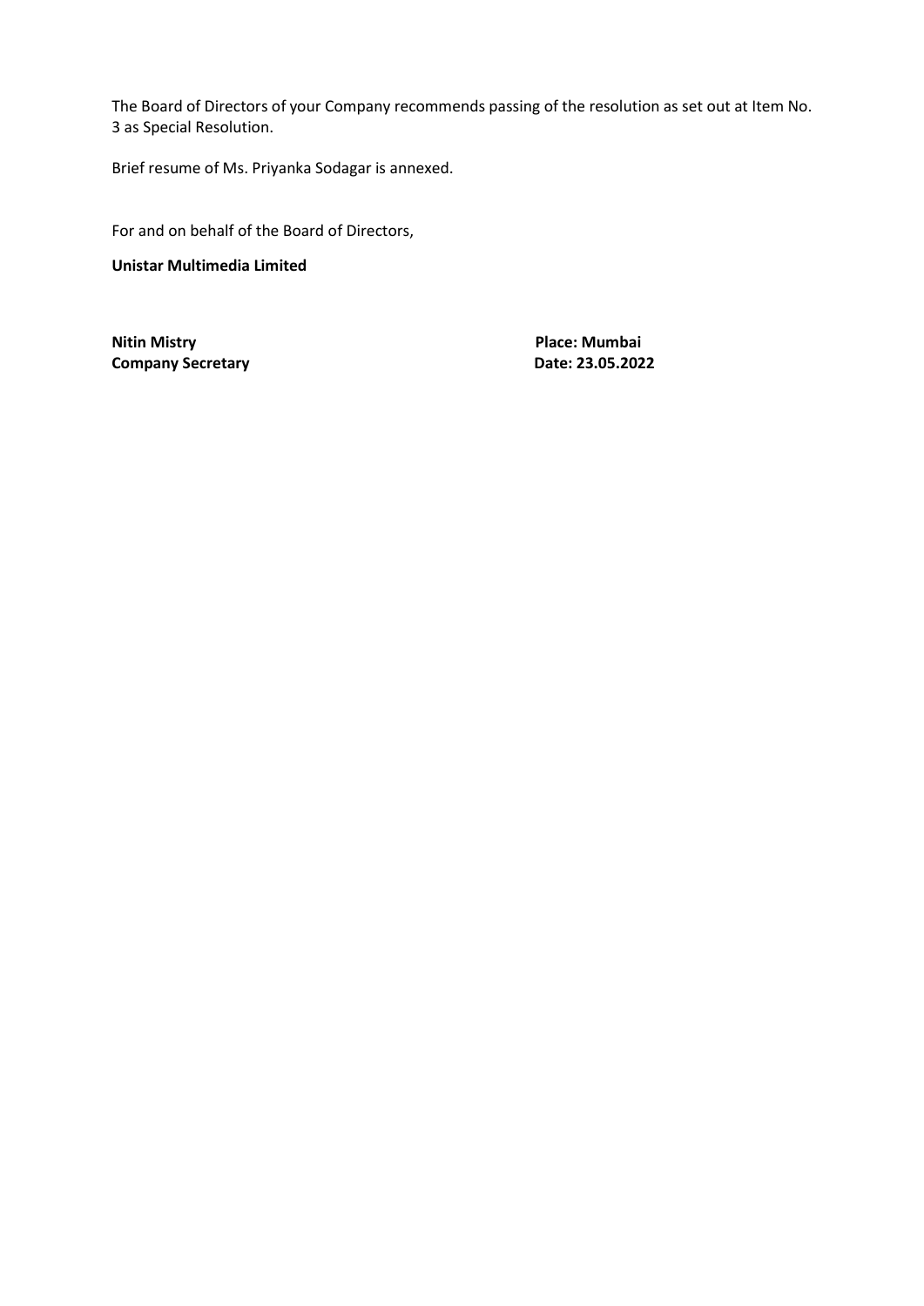The Board of Directors of your Company recommends passing of the resolution as set out at Item No. 3 as Special Resolution.

Brief resume of Ms. Priyanka Sodagar is annexed.

For and on behalf of the Board of Directors,

**Unistar Multimedia Limited**

**Nitin Mistry**
**Company Secretary**

**Place: Mumbai**
**Date: 23.05.2022**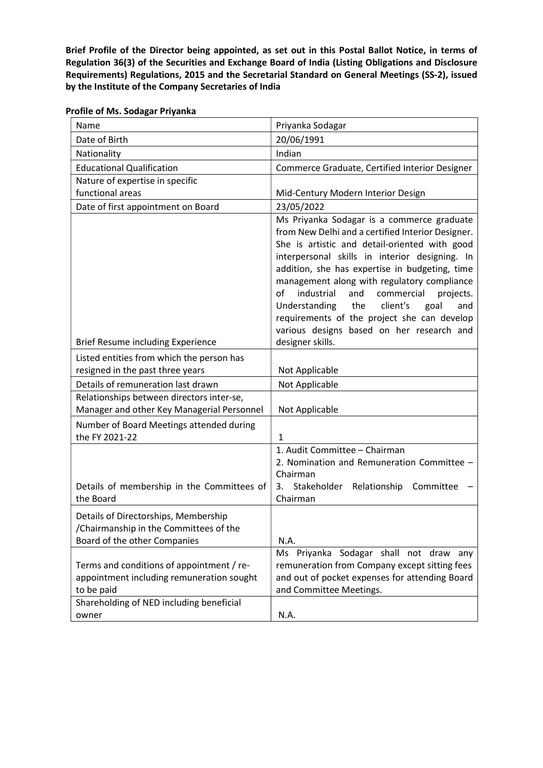**Brief Profile of the Director being appointed, as set out in this Postal Ballot Notice, in terms of Regulation 36(3) of the Securities and Exchange Board of India (Listing Obligations and Disclosure Requirements) Regulations, 2015 and the Secretarial Standard on General Meetings (SS-2), issued by the Institute of the Company Secretaries of India**

**Profile of Ms. Sodagar Priyanka**

| | |
|---|---|
| Name | Priyanka Sodagar |
| Date of Birth | 20/06/1991 |
| Nationality | Indian |
| Educational Qualification | Commerce Graduate, Certified Interior Designer |
| Nature of expertise in specific functional areas | Mid-Century Modern Interior Design |
| Date of first appointment on Board | 23/05/2022 |
| Brief Resume including Experience | Ms Priyanka Sodagar is a commerce graduate from New Delhi and a certified Interior Designer. She is artistic and detail-oriented with good interpersonal skills in interior designing. In addition, she has expertise in budgeting, time management along with regulatory compliance of industrial and commercial projects. Understanding the client's goal and requirements of the project she can develop various designs based on her research and designer skills. |
| Listed entities from which the person has resigned in the past three years | Not Applicable |
| Details of remuneration last drawn | Not Applicable |
| Relationships between directors inter-se, Manager and other Key Managerial Personnel | Not Applicable |
| Number of Board Meetings attended during the FY 2021-22 | 1 |
| Details of membership in the Committees of the Board | 1. Audit Committee – Chairman<br>2. Nomination and Remuneration Committee – Chairman<br>3. Stakeholder Relationship Committee – Chairman |
| Details of Directorships, Membership /Chairmanship in the Committees of the Board of the other Companies | N.A. |
| Terms and conditions of appointment / re-appointment including remuneration sought to be paid | Ms Priyanka Sodagar shall not draw any remuneration from Company except sitting fees and out of pocket expenses for attending Board and Committee Meetings. |
| Shareholding of NED including beneficial owner | N.A. |